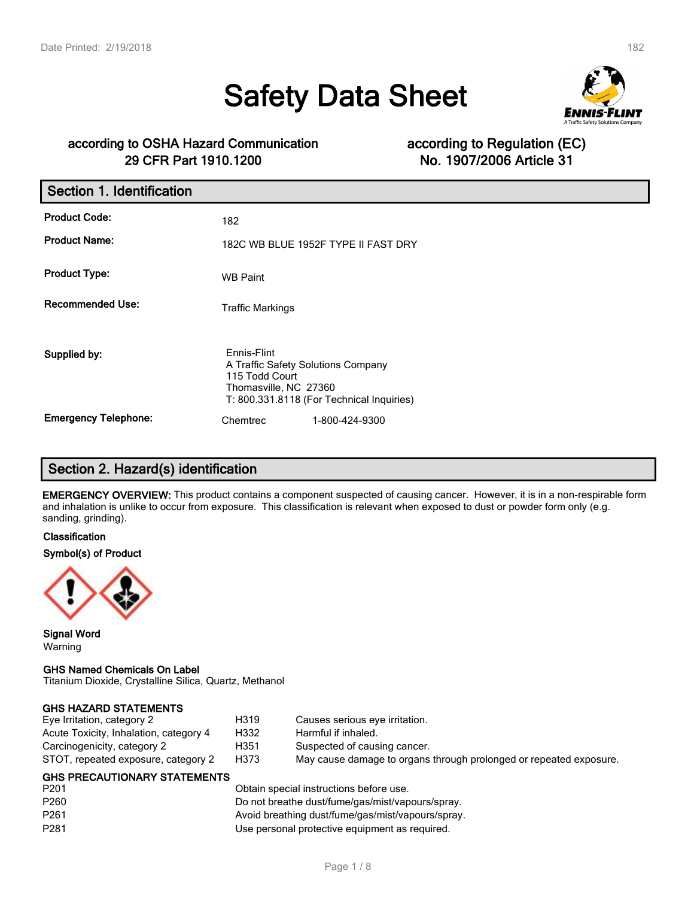# Safety Data Sheet

**according to OSHA Hazard Communication 29 CFR Part 1910.1200**

**according to Regulation (EC) No. 1907/2006 Article 31**

## Section 1. Identification

**Product Code:** 182

**Product Name:** 182C WB BLUE 1952F TYPE II FAST DRY

**Product Type:** WB Paint

**Recommended Use:** Traffic Markings

**Supplied by:**
Ennis-Flint
A Traffic Safety Solutions Company
115 Todd Court
Thomasville, NC 27360
T: 800.331.8118 (For Technical Inquiries)

**Emergency Telephone:** Chemtrec 1-800-424-9300

## Section 2. Hazard(s) identification

**EMERGENCY OVERVIEW:** This product contains a component suspected of causing cancer. However, it is in a non-respirable form and inhalation is unlike to occur from exposure. This classification is relevant when exposed to dust or powder form only (e.g. sanding, grinding).

**Classification**

**Symbol(s) of Product**

**Signal Word**
Warning

**GHS Named Chemicals On Label**
Titanium Dioxide, Crystalline Silica, Quartz, Methanol

**GHS HAZARD STATEMENTS**

| | | |
|---|---|---|
| Eye Irritation, category 2 | H319 | Causes serious eye irritation. |
| Acute Toxicity, Inhalation, category 4 | H332 | Harmful if inhaled. |
| Carcinogenicity, category 2 | H351 | Suspected of causing cancer. |
| STOT, repeated exposure, category 2 | H373 | May cause damage to organs through prolonged or repeated exposure. |

**GHS PRECAUTIONARY STATEMENTS**

| | |
|---|---|
| P201 | Obtain special instructions before use. |
| P260 | Do not breathe dust/fume/gas/mist/vapours/spray. |
| P261 | Avoid breathing dust/fume/gas/mist/vapours/spray. |
| P281 | Use personal protective equipment as required. |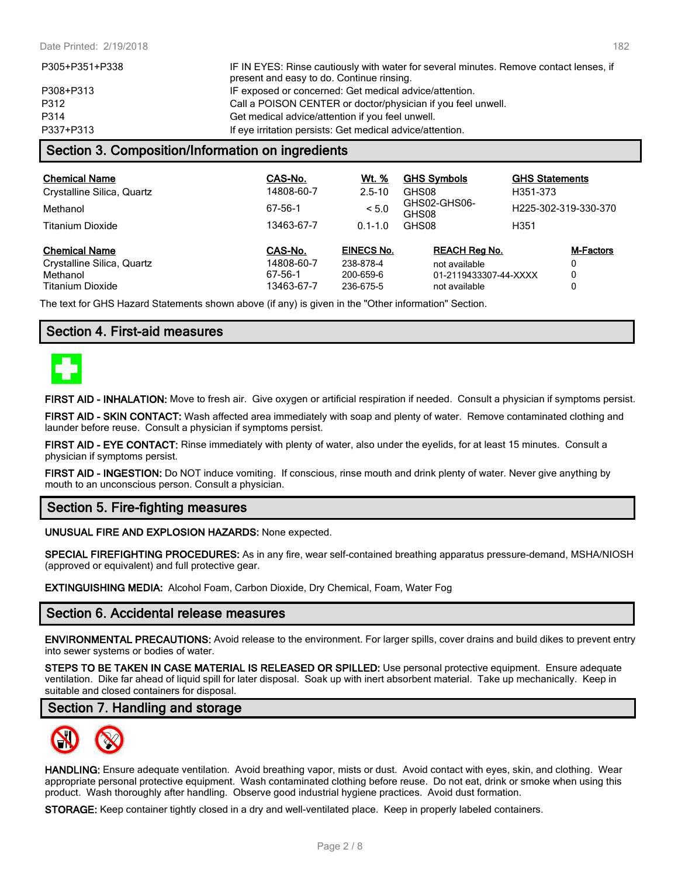| | |
|---|---|
| P305+P351+P338 | IF IN EYES: Rinse cautiously with water for several minutes. Remove contact lenses, if present and easy to do. Continue rinsing. |
| P308+P313 | IF exposed or concerned: Get medical advice/attention. |
| P312 | Call a POISON CENTER or doctor/physician if you feel unwell. |
| P314 | Get medical advice/attention if you feel unwell. |
| P337+P313 | If eye irritation persists: Get medical advice/attention. |

## Section 3. Composition/Information on ingredients

| Chemical Name | CAS-No. | Wt. % | GHS Symbols | GHS Statements |
|---|---|---|---|---|
| Crystalline Silica, Quartz | 14808-60-7 | 2.5-10 | GHS08 | H351-373 |
| Methanol | 67-56-1 | < 5.0 | GHS02-GHS06-GHS08 | H225-302-319-330-370 |
| Titanium Dioxide | 13463-67-7 | 0.1-1.0 | GHS08 | H351 |

| Chemical Name | CAS-No. | EINECS No. | REACH Reg No. | M-Factors |
|---|---|---|---|---|
| Crystalline Silica, Quartz | 14808-60-7 | 238-878-4 | not available | 0 |
| Methanol | 67-56-1 | 200-659-6 | 01-2119433307-44-XXXX | 0 |
| Titanium Dioxide | 13463-67-7 | 236-675-5 | not available | 0 |

The text for GHS Hazard Statements shown above (if any) is given in the "Other information" Section.

## Section 4. First-aid measures

**FIRST AID - INHALATION:** Move to fresh air. Give oxygen or artificial respiration if needed. Consult a physician if symptoms persist.

**FIRST AID - SKIN CONTACT:** Wash affected area immediately with soap and plenty of water. Remove contaminated clothing and launder before reuse. Consult a physician if symptoms persist.

**FIRST AID - EYE CONTACT:** Rinse immediately with plenty of water, also under the eyelids, for at least 15 minutes. Consult a physician if symptoms persist.

**FIRST AID - INGESTION:** Do NOT induce vomiting. If conscious, rinse mouth and drink plenty of water. Never give anything by mouth to an unconscious person. Consult a physician.

## Section 5. Fire-fighting measures

**UNUSUAL FIRE AND EXPLOSION HAZARDS:** None expected.

**SPECIAL FIREFIGHTING PROCEDURES:** As in any fire, wear self-contained breathing apparatus pressure-demand, MSHA/NIOSH (approved or equivalent) and full protective gear.

**EXTINGUISHING MEDIA:** Alcohol Foam, Carbon Dioxide, Dry Chemical, Foam, Water Fog

## Section 6. Accidental release measures

**ENVIRONMENTAL PRECAUTIONS:** Avoid release to the environment. For larger spills, cover drains and build dikes to prevent entry into sewer systems or bodies of water.

**STEPS TO BE TAKEN IN CASE MATERIAL IS RELEASED OR SPILLED:** Use personal protective equipment. Ensure adequate ventilation. Dike far ahead of liquid spill for later disposal. Soak up with inert absorbent material. Take up mechanically. Keep in suitable and closed containers for disposal.

## Section 7. Handling and storage

**HANDLING:** Ensure adequate ventilation. Avoid breathing vapor, mists or dust. Avoid contact with eyes, skin, and clothing. Wear appropriate personal protective equipment. Wash contaminated clothing before reuse. Do not eat, drink or smoke when using this product. Wash thoroughly after handling. Observe good industrial hygiene practices. Avoid dust formation.

**STORAGE:** Keep container tightly closed in a dry and well-ventilated place. Keep in properly labeled containers.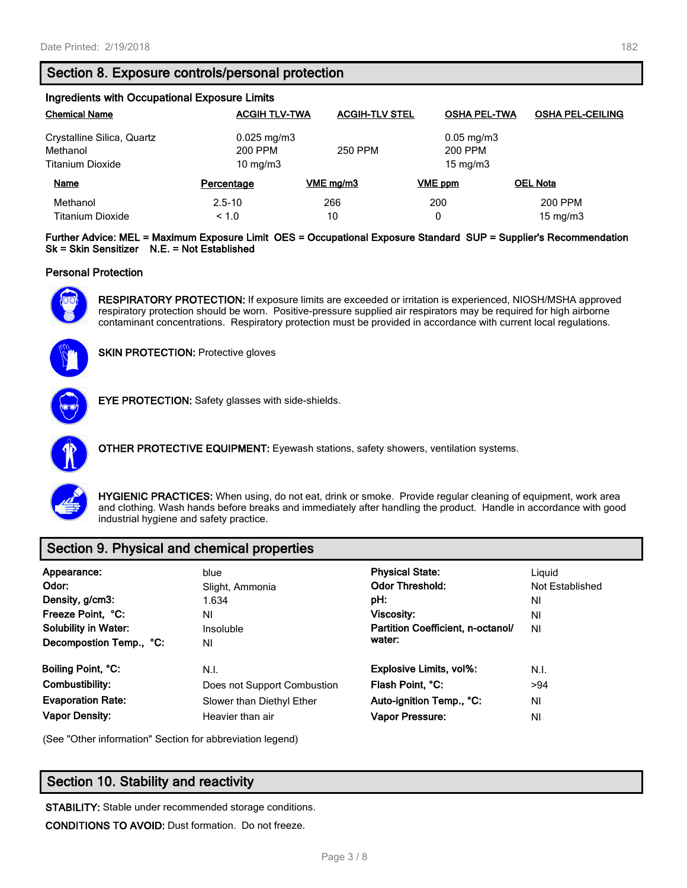## Section 8. Exposure controls/personal protection

### Ingredients with Occupational Exposure Limits

| Chemical Name | ACGIH TLV-TWA | ACGIH-TLV STEL | OSHA PEL-TWA | OSHA PEL-CEILING |
|---|---|---|---|---|
| Crystalline Silica, Quartz | 0.025 mg/m3 | | 0.05 mg/m3 | |
| Methanol | 200 PPM | 250 PPM | 200 PPM | |
| Titanium Dioxide | 10 mg/m3 | | 15 mg/m3 | |

| Name | Percentage | VME mg/m3 | VME ppm | OEL Nota |
|---|---|---|---|---|
| Methanol | 2.5-10 | 266 | 200 | 200 PPM |
| Titanium Dioxide | < 1.0 | 10 | 0 | 15 mg/m3 |

**Further Advice: MEL = Maximum Exposure Limit OES = Occupational Exposure Standard SUP = Supplier's Recommendation Sk = Skin Sensitizer N.E. = Not Established**

### Personal Protection

**RESPIRATORY PROTECTION:** If exposure limits are exceeded or irritation is experienced, NIOSH/MSHA approved respiratory protection should be worn. Positive-pressure supplied air respirators may be required for high airborne contaminant concentrations. Respiratory protection must be provided in accordance with current local regulations.

**SKIN PROTECTION:** Protective gloves

**EYE PROTECTION:** Safety glasses with side-shields.

**OTHER PROTECTIVE EQUIPMENT:** Eyewash stations, safety showers, ventilation systems.

**HYGIENIC PRACTICES:** When using, do not eat, drink or smoke. Provide regular cleaning of equipment, work area and clothing. Wash hands before breaks and immediately after handling the product. Handle in accordance with good industrial hygiene and safety practice.

## Section 9. Physical and chemical properties

| | | | |
|---|---|---|---|
| **Appearance:** | blue | **Physical State:** | Liquid |
| **Odor:** | Slight, Ammonia | **Odor Threshold:** | Not Established |
| **Density, g/cm3:** | 1.634 | **pH:** | NI |
| **Freeze Point, °C:** | NI | **Viscosity:** | NI |
| **Solubility in Water:** | Insoluble | **Partition Coefficient, n-octanol/ water:** | NI |
| **Decompostion Temp., °C:** | NI | | |
| **Boiling Point, °C:** | N.I. | **Explosive Limits, vol%:** | N.I. |
| **Combustibility:** | Does not Support Combustion | **Flash Point, °C:** | >94 |
| **Evaporation Rate:** | Slower than Diethyl Ether | **Auto-ignition Temp., °C:** | NI |
| **Vapor Density:** | Heavier than air | **Vapor Pressure:** | NI |

(See "Other information" Section for abbreviation legend)

## Section 10. Stability and reactivity

**STABILITY:** Stable under recommended storage conditions.

**CONDITIONS TO AVOID:** Dust formation. Do not freeze.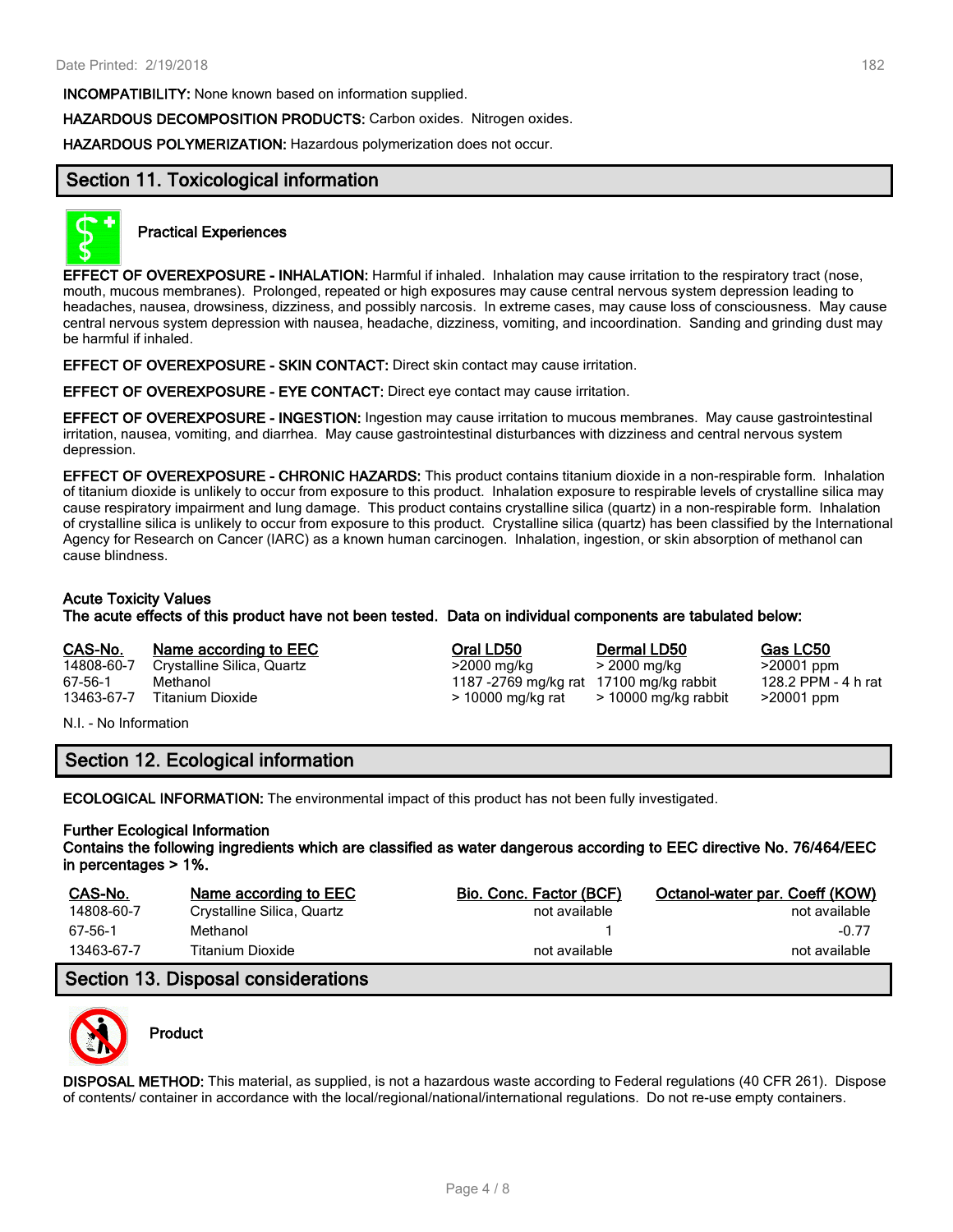**INCOMPATIBILITY:** None known based on information supplied.

**HAZARDOUS DECOMPOSITION PRODUCTS:** Carbon oxides. Nitrogen oxides.

**HAZARDOUS POLYMERIZATION:** Hazardous polymerization does not occur.

## Section 11. Toxicological information

### Practical Experiences

**EFFECT OF OVEREXPOSURE - INHALATION:** Harmful if inhaled. Inhalation may cause irritation to the respiratory tract (nose, mouth, mucous membranes). Prolonged, repeated or high exposures may cause central nervous system depression leading to headaches, nausea, drowsiness, dizziness, and possibly narcosis. In extreme cases, may cause loss of consciousness. May cause central nervous system depression with nausea, headache, dizziness, vomiting, and incoordination. Sanding and grinding dust may be harmful if inhaled.

**EFFECT OF OVEREXPOSURE - SKIN CONTACT:** Direct skin contact may cause irritation.

**EFFECT OF OVEREXPOSURE - EYE CONTACT:** Direct eye contact may cause irritation.

**EFFECT OF OVEREXPOSURE - INGESTION:** Ingestion may cause irritation to mucous membranes. May cause gastrointestinal irritation, nausea, vomiting, and diarrhea. May cause gastrointestinal disturbances with dizziness and central nervous system depression.

**EFFECT OF OVEREXPOSURE - CHRONIC HAZARDS:** This product contains titanium dioxide in a non-respirable form. Inhalation of titanium dioxide is unlikely to occur from exposure to this product. Inhalation exposure to respirable levels of crystalline silica may cause respiratory impairment and lung damage. This product contains crystalline silica (quartz) in a non-respirable form. Inhalation of crystalline silica is unlikely to occur from exposure to this product. Crystalline silica (quartz) has been classified by the International Agency for Research on Cancer (IARC) as a known human carcinogen. Inhalation, ingestion, or skin absorption of methanol can cause blindness.

**Acute Toxicity Values**
**The acute effects of this product have not been tested. Data on individual components are tabulated below:**

| CAS-No. | Name according to EEC | Oral LD50 | Dermal LD50 | Gas LC50 |
|---|---|---|---|---|
| 14808-60-7 | Crystalline Silica, Quartz | >2000 mg/kg | > 2000 mg/kg | >20001 ppm |
| 67-56-1 | Methanol | 1187 -2769 mg/kg rat | 17100 mg/kg rabbit | 128.2 PPM - 4 h rat |
| 13463-67-7 | Titanium Dioxide | > 10000 mg/kg rat | > 10000 mg/kg rabbit | >20001 ppm |

N.I. - No Information

## Section 12. Ecological information

**ECOLOGICAL INFORMATION:** The environmental impact of this product has not been fully investigated.

**Further Ecological Information**
**Contains the following ingredients which are classified as water dangerous according to EEC directive No. 76/464/EEC in percentages > 1%.**

| CAS-No. | Name according to EEC | Bio. Conc. Factor (BCF) | Octanol-water par. Coeff (KOW) |
|---|---|---|---|
| 14808-60-7 | Crystalline Silica, Quartz | not available | not available |
| 67-56-1 | Methanol | 1 | -0.77 |
| 13463-67-7 | Titanium Dioxide | not available | not available |

## Section 13. Disposal considerations

### Product

**DISPOSAL METHOD:** This material, as supplied, is not a hazardous waste according to Federal regulations (40 CFR 261). Dispose of contents/ container in accordance with the local/regional/national/international regulations. Do not re-use empty containers.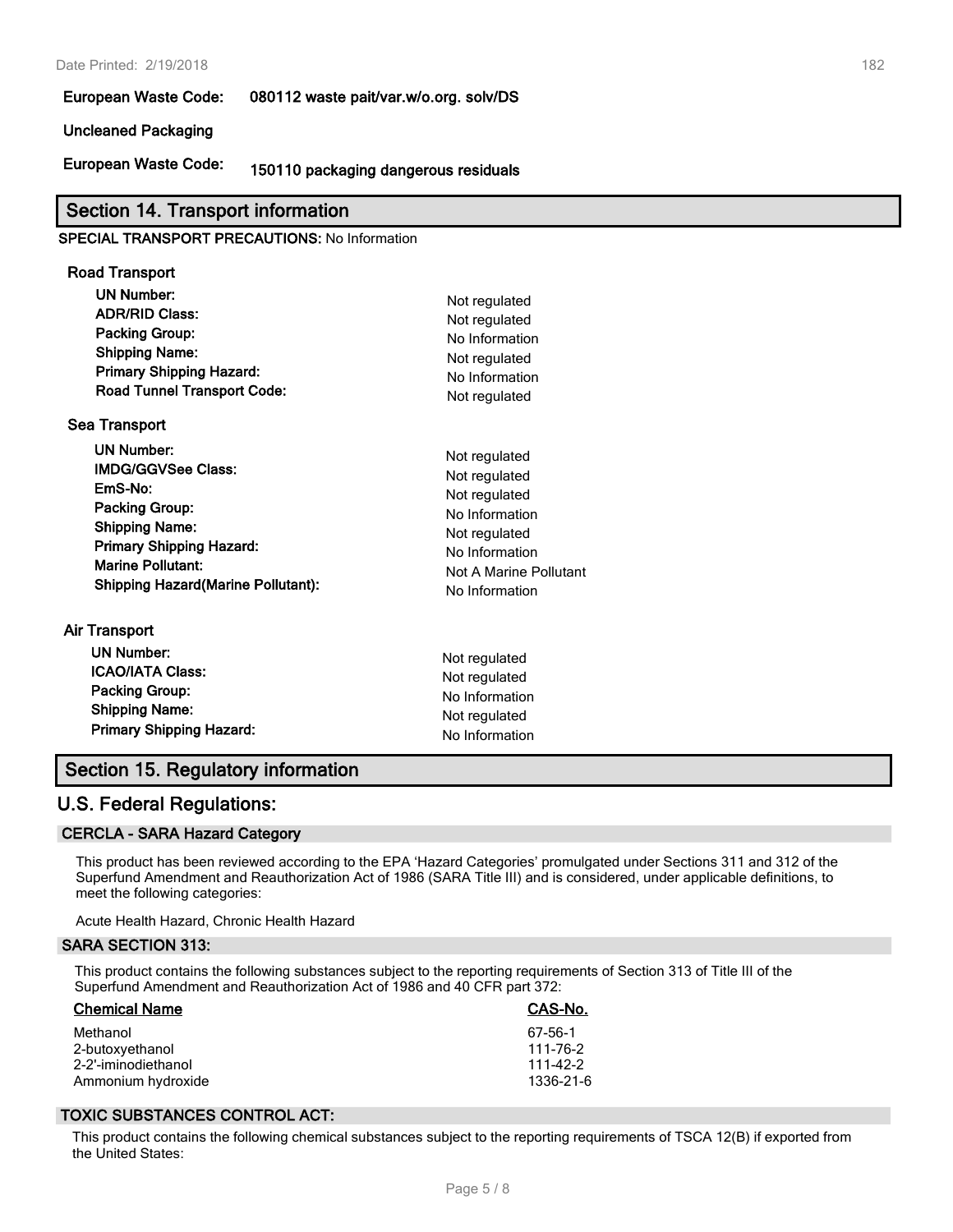**European Waste Code:** 080112 waste pait/var.w/o.org. solv/DS

**Uncleaned Packaging**

**European Waste Code:** 150110 packaging dangerous residuals

## Section 14. Transport information

**SPECIAL TRANSPORT PRECAUTIONS:** No Information

### Road Transport

| | |
|---|---|
| **UN Number:** | Not regulated |
| **ADR/RID Class:** | Not regulated |
| **Packing Group:** | No Information |
| **Shipping Name:** | Not regulated |
| **Primary Shipping Hazard:** | No Information |
| **Road Tunnel Transport Code:** | Not regulated |

### Sea Transport

| | |
|---|---|
| **UN Number:** | Not regulated |
| **IMDG/GGVSee Class:** | Not regulated |
| **EmS-No:** | Not regulated |
| **Packing Group:** | No Information |
| **Shipping Name:** | Not regulated |
| **Primary Shipping Hazard:** | No Information |
| **Marine Pollutant:** | Not A Marine Pollutant |
| **Shipping Hazard(Marine Pollutant):** | No Information |

### Air Transport

| | |
|---|---|
| **UN Number:** | Not regulated |
| **ICAO/IATA Class:** | Not regulated |
| **Packing Group:** | No Information |
| **Shipping Name:** | Not regulated |
| **Primary Shipping Hazard:** | No Information |

## Section 15. Regulatory information

## U.S. Federal Regulations:

### CERCLA - SARA Hazard Category

This product has been reviewed according to the EPA 'Hazard Categories' promulgated under Sections 311 and 312 of the Superfund Amendment and Reauthorization Act of 1986 (SARA Title III) and is considered, under applicable definitions, to meet the following categories:

Acute Health Hazard, Chronic Health Hazard

### SARA SECTION 313:

This product contains the following substances subject to the reporting requirements of Section 313 of Title III of the Superfund Amendment and Reauthorization Act of 1986 and 40 CFR part 372:

| Chemical Name | CAS-No. |
|---|---|
| Methanol | 67-56-1 |
| 2-butoxyethanol | 111-76-2 |
| 2-2'-iminodiethanol | 111-42-2 |
| Ammonium hydroxide | 1336-21-6 |

### TOXIC SUBSTANCES CONTROL ACT:

This product contains the following chemical substances subject to the reporting requirements of TSCA 12(B) if exported from the United States: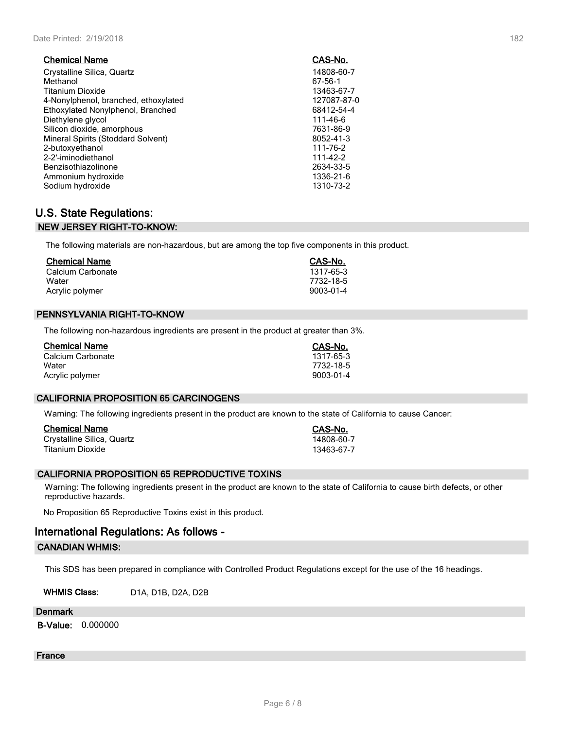| Chemical Name | CAS-No. |
| --- | --- |
| Crystalline Silica, Quartz | 14808-60-7 |
| Methanol | 67-56-1 |
| Titanium Dioxide | 13463-67-7 |
| 4-Nonylphenol, branched, ethoxylated | 127087-87-0 |
| Ethoxylated Nonylphenol, Branched | 68412-54-4 |
| Diethylene glycol | 111-46-6 |
| Silicon dioxide, amorphous | 7631-86-9 |
| Mineral Spirits (Stoddard Solvent) | 8052-41-3 |
| 2-butoxyethanol | 111-76-2 |
| 2-2'-iminodiethanol | 111-42-2 |
| Benzisothiazolinone | 2634-33-5 |
| Ammonium hydroxide | 1336-21-6 |
| Sodium hydroxide | 1310-73-2 |

## U.S. State Regulations:

### NEW JERSEY RIGHT-TO-KNOW:

The following materials are non-hazardous, but are among the top five components in this product.

| Chemical Name | CAS-No. |
| --- | --- |
| Calcium Carbonate | 1317-65-3 |
| Water | 7732-18-5 |
| Acrylic polymer | 9003-01-4 |

### PENNSYLVANIA RIGHT-TO-KNOW

The following non-hazardous ingredients are present in the product at greater than 3%.

| Chemical Name | CAS-No. |
| --- | --- |
| Calcium Carbonate | 1317-65-3 |
| Water | 7732-18-5 |
| Acrylic polymer | 9003-01-4 |

### CALIFORNIA PROPOSITION 65 CARCINOGENS

Warning: The following ingredients present in the product are known to the state of California to cause Cancer:

| Chemical Name | CAS-No. |
| --- | --- |
| Crystalline Silica, Quartz | 14808-60-7 |
| Titanium Dioxide | 13463-67-7 |

### CALIFORNIA PROPOSITION 65 REPRODUCTIVE TOXINS

Warning: The following ingredients present in the product are known to the state of California to cause birth defects, or other reproductive hazards.

No Proposition 65 Reproductive Toxins exist in this product.

## International Regulations: As follows -

### CANADIAN WHMIS:

This SDS has been prepared in compliance with Controlled Product Regulations except for the use of the 16 headings.

**WHMIS Class:** D1A, D1B, D2A, D2B

### Denmark

**B-Value:** 0.000000

### France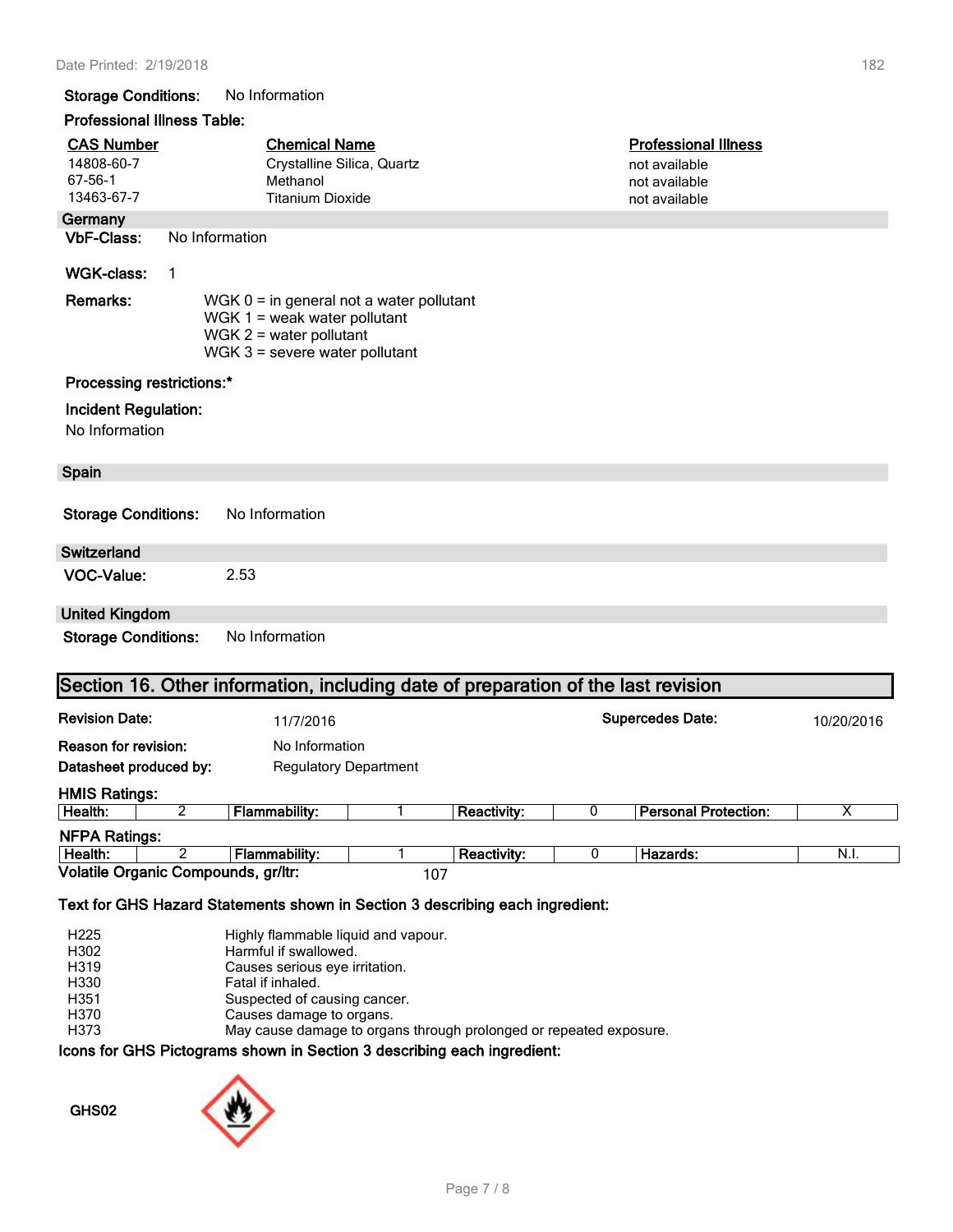**Storage Conditions:** No Information

**Professional Illness Table:**

| CAS Number | Chemical Name | Professional Illness |
|---|---|---|
| 14808-60-7 | Crystalline Silica, Quartz | not available |
| 67-56-1 | Methanol | not available |
| 13463-67-7 | Titanium Dioxide | not available |

### Germany

**VbF-Class:** No Information

**WGK-class:** 1

**Remarks:**
WGK 0 = in general not a water pollutant
WGK 1 = weak water pollutant
WGK 2 = water pollutant
WGK 3 = severe water pollutant

**Processing restrictions:***

**Incident Regulation:**
No Information

### Spain

**Storage Conditions:** No Information

### Switzerland

**VOC-Value:** 2.53

### United Kingdom

**Storage Conditions:** No Information

## Section 16. Other information, including date of preparation of the last revision

**Revision Date:** 11/7/2016 **Supercedes Date:** 10/20/2016

**Reason for revision:** No Information

**Datasheet produced by:** Regulatory Department

**HMIS Ratings:**

| Health: | 2 | Flammability: | 1 | Reactivity: | 0 | Personal Protection: | X |
|---|---|---|---|---|---|---|---|

**NFPA Ratings:**

| Health: | 2 | Flammability: | 1 | Reactivity: | 0 | Hazards: | N.I. |
|---|---|---|---|---|---|---|---|

**Volatile Organic Compounds, gr/ltr:** 107

**Text for GHS Hazard Statements shown in Section 3 describing each ingredient:**

| | |
|---|---|
| H225 | Highly flammable liquid and vapour. |
| H302 | Harmful if swallowed. |
| H319 | Causes serious eye irritation. |
| H330 | Fatal if inhaled. |
| H351 | Suspected of causing cancer. |
| H370 | Causes damage to organs. |
| H373 | May cause damage to organs through prolonged or repeated exposure. |

**Icons for GHS Pictograms shown in Section 3 describing each ingredient:**

GHS02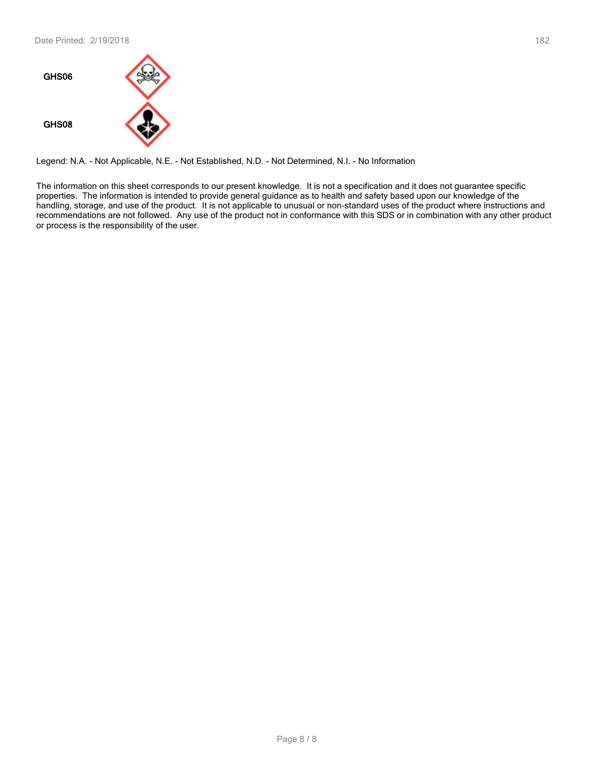GHS06

GHS08

Legend: N.A. - Not Applicable, N.E. - Not Established, N.D. - Not Determined, N.I. - No Information

The information on this sheet corresponds to our present knowledge. It is not a specification and it does not guarantee specific properties. The information is intended to provide general guidance as to health and safety based upon our knowledge of the handling, storage, and use of the product. It is not applicable to unusual or non-standard uses of the product where instructions and recommendations are not followed. Any use of the product not in conformance with this SDS or in combination with any other product or process is the responsibility of the user.